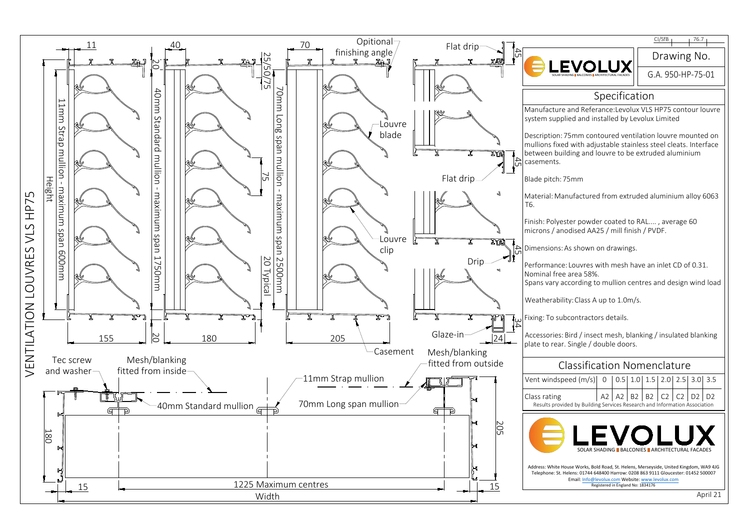# VENTILATION LOUVRES VLS HP75

11mm Strap mullion - maximum span 600mm

40mm Standard mullion - maximum span 1750mm

70mm Long span mullion - maximum span 2500mm

Opitional finishing angle

Flat drip

Louvre blade

Louvre clip

Drip

Glaze-in

Casement

Mesh/blanking fitted from outside

Tec screw and washer

Mesh/blanking fitted from inside

11mm Strap mullion

40mm Standard mullion

70mm Long span mullion

Height

Width

1225 Maximum centres

11 | 40 | 70 | 20 | 25/50/75 | 75 | 20 Typical | 45 | 45 | 45 | 34 | 24 | 155 | 20 | 180 | 205 | 180 | 205 | 15 | 15

CI/SfB 76.7

LEVOLUX — SOLAR SHADING | BALCONIES | ARCHITECTURAL FACADES

Drawing No.

G.A. 950-HP-75-01

## Specification

Manufacture and Referance:Levolux VLS HP75 contour louvre system supplied and installed by Levolux Limited

Description: 75mm contoured ventilation louvre mounted on mullions fixed with adjustable stainless steel cleats. Interface between building and louvre to be extruded aluminium casements.

Blade pitch: 75mm

Material: Manufactured from extruded aluminium alloy 6063 T6.

Finish: Polyester powder coated to RAL.... , average 60 microns / anodised AA25 / mill finish / PVDF.

Dimensions: As shown on drawings.

Performance: Louvres with mesh have an inlet CD of 0.31. Nominal free area 58%.
Spans vary according to mullion centres and design wind load

Weatherability: Class A up to 1.0m/s.

Fixing: To subcontractors details.

Accessories: Bird / insect mesh, blanking / insulated blanking plate to rear. Single / double doors.

## Classification Nomenclature

| Vent windspeed (m/s) | 0 | 0.5 | 1.0 | 1.5 | 2.0 | 2.5 | 3.0 | 3.5 |
|---|---|---|---|---|---|---|---|---|
| Class rating | A2 | A2 | B2 | B2 | C2 | C2 | D2 | D2 |

Results provided by Building Services Research and Information Association

LEVOLUX — SOLAR SHADING | BALCONIES | ARCHITECTURAL FACADES

Address: White House Works, Bold Road, St. Helens, Merseyside, United Kingdom, WA9 4JG
Telephone: St. Helens: 01744 648400 Harrow: 0208 863 9111 Gloucester: 01452 500007
Email: Info@levolux.com Website: www.levolux.com
Registered in England No: 1834176

April 21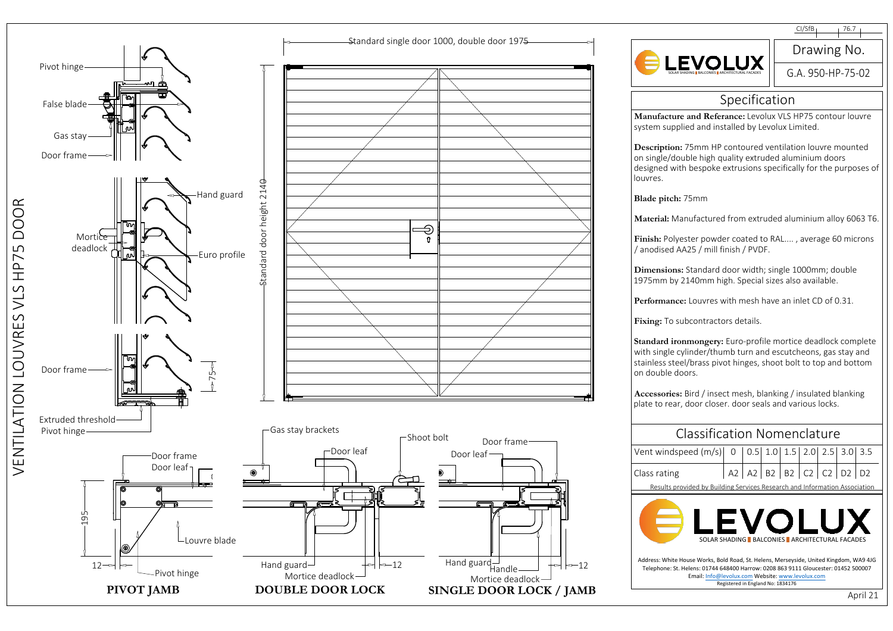# VENTILATION LOUVRES VLS HP75 DOOR

Pivot hinge
False blade
Gas stay
Door frame
Hand guard
Mortice deadlock
Euro profile
Door frame
75
Extruded threshold
Pivot hinge

Standard single door 1000, double door 1975
Standard door height 2140

Door frame
Door leaf
195
Louvre blade
12
Pivot hinge
**PIVOT JAMB**

Gas stay brackets
Door leaf
Shoot bolt
Hand guard
12
Mortice deadlock
**DOUBLE DOOR LOCK**

Door frame
Door leaf
Hand guard
Handle
12
Mortice deadlock
**SINGLE DOOR LOCK / JAMB**

CI/SfB 76.7

LEVOLUX
SOLAR SHADING | BALCONIES | ARCHITECTURAL FACADES

Drawing No.
G.A. 950-HP-75-02

## Specification

**Manufacture and Referance:** Levolux VLS HP75 contour louvre system supplied and installed by Levolux Limited.

**Description:** 75mm HP contoured ventilation louvre mounted on single/double high quality extruded aluminium doors designed with bespoke extrusions specifically for the purposes of louvres.

**Blade pitch:** 75mm

**Material:** Manufactured from extruded aluminium alloy 6063 T6.

**Finish:** Polyester powder coated to RAL.... , average 60 microns / anodised AA25 / mill finish / PVDF.

**Dimensions:** Standard door width; single 1000mm; double 1975mm by 2140mm high. Special sizes also available.

**Performance:** Louvres with mesh have an inlet CD of 0.31.

**Fixing:** To subcontractors details.

**Standard ironmongery:** Euro-profile mortice deadlock complete with single cylinder/thumb turn and escutcheons, gas stay and stainless steel/brass pivot hinges, shoot bolt to top and bottom on double doors.

**Accessories:** Bird / insect mesh, blanking / insulated blanking plate to rear, door closer. door seals and various locks.

## Classification Nomenclature

| | | | | | | | | |
|---|---|---|---|---|---|---|---|---|
| Vent windspeed (m/s) | 0 | 0.5 | 1.0 | 1.5 | 2.0 | 2.5 | 3.0 | 3.5 |
| Class rating | A2 | A2 | B2 | B2 | C2 | C2 | D2 | D2 |

Results provided by Building Services Research and Information Association

LEVOLUX
SOLAR SHADING | BALCONIES | ARCHITECTURAL FACADES

Address: White House Works, Bold Road, St. Helens, Merseyside, United Kingdom, WA9 4JG
Telephone: St. Helens: 01744 648400 Harrow: 0208 863 9111 Gloucester: 01452 500007
Email: Info@levolux.com Website: www.levolux.com
Registered in England No: 1834176

April 21